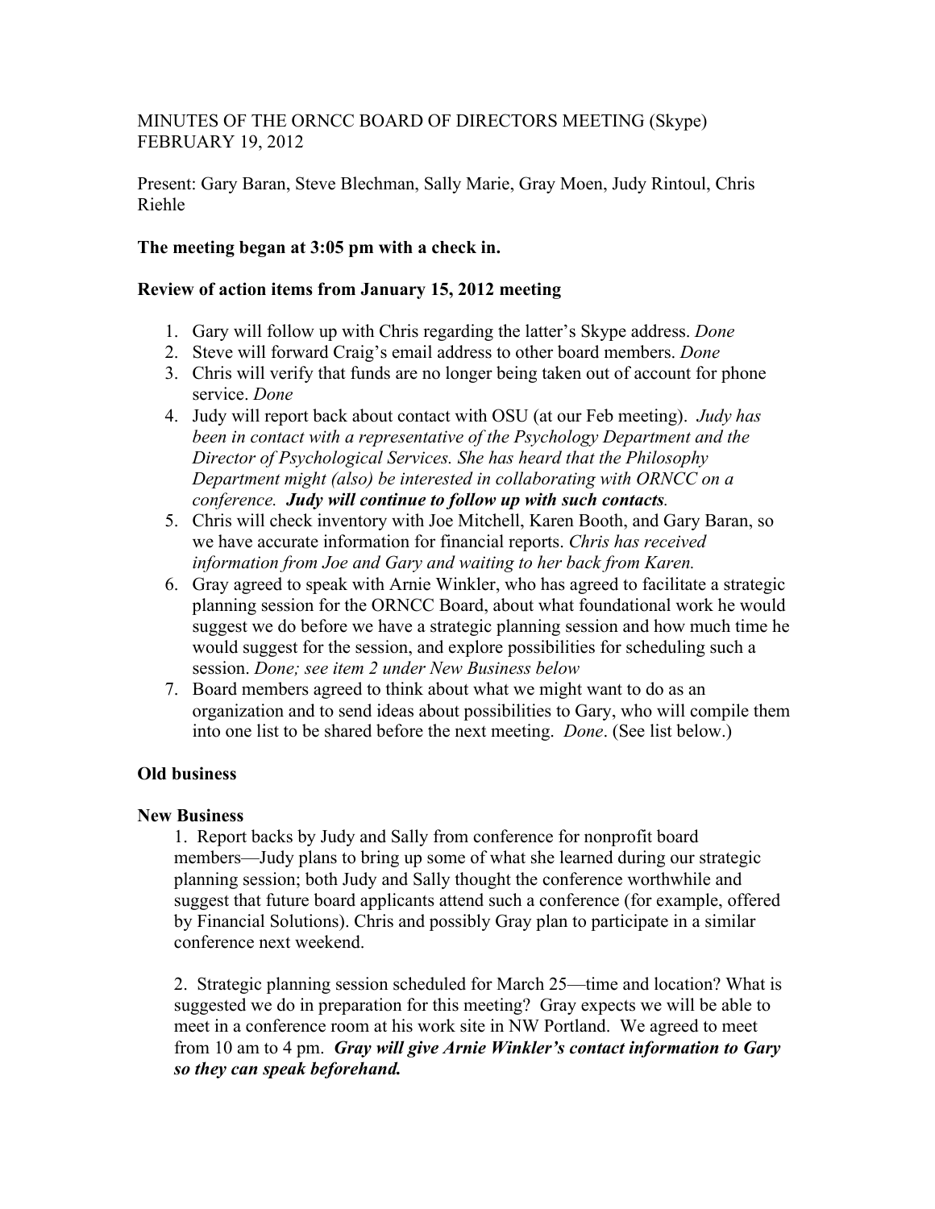MINUTES OF THE ORNCC BOARD OF DIRECTORS MEETING (Skype)
FEBRUARY 19, 2012

Present: Gary Baran, Steve Blechman, Sally Marie, Gray Moen, Judy Rintoul, Chris Riehle

**The meeting began at 3:05 pm with a check in.**

**Review of action items from January 15, 2012 meeting**

1. Gary will follow up with Chris regarding the latter's Skype address. *Done*
2. Steve will forward Craig's email address to other board members. *Done*
3. Chris will verify that funds are no longer being taken out of account for phone service. *Done*
4. Judy will report back about contact with OSU (at our Feb meeting). *Judy has been in contact with a representative of the Psychology Department and the Director of Psychological Services. She has heard that the Philosophy Department might (also) be interested in collaborating with ORNCC on a conference.* ***Judy will continue to follow up with such contacts****.*
5. Chris will check inventory with Joe Mitchell, Karen Booth, and Gary Baran, so we have accurate information for financial reports. *Chris has received information from Joe and Gary and waiting to her back from Karen.*
6. Gray agreed to speak with Arnie Winkler, who has agreed to facilitate a strategic planning session for the ORNCC Board, about what foundational work he would suggest we do before we have a strategic planning session and how much time he would suggest for the session, and explore possibilities for scheduling such a session. *Done; see item 2 under New Business below*
7. Board members agreed to think about what we might want to do as an organization and to send ideas about possibilities to Gary, who will compile them into one list to be shared before the next meeting. *Done*. (See list below.)

**Old business**

**New Business**

1. Report backs by Judy and Sally from conference for nonprofit board members—Judy plans to bring up some of what she learned during our strategic planning session; both Judy and Sally thought the conference worthwhile and suggest that future board applicants attend such a conference (for example, offered by Financial Solutions). Chris and possibly Gray plan to participate in a similar conference next weekend.

2. Strategic planning session scheduled for March 25—time and location? What is suggested we do in preparation for this meeting? Gray expects we will be able to meet in a conference room at his work site in NW Portland. We agreed to meet from 10 am to 4 pm. ***Gray will give Arnie Winkler's contact information to Gary so they can speak beforehand.***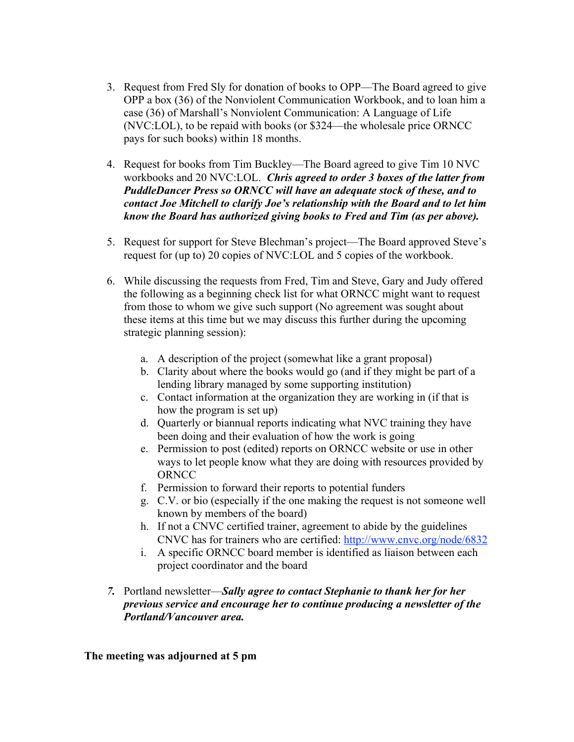3. Request from Fred Sly for donation of books to OPP—The Board agreed to give OPP a box (36) of the Nonviolent Communication Workbook, and to loan him a case (36) of Marshall's Nonviolent Communication: A Language of Life (NVC:LOL), to be repaid with books (or $324—the wholesale price ORNCC pays for such books) within 18 months.

4. Request for books from Tim Buckley—The Board agreed to give Tim 10 NVC workbooks and 20 NVC:LOL. ***Chris agreed to order 3 boxes of the latter from PuddleDancer Press so ORNCC will have an adequate stock of these, and to contact Joe Mitchell to clarify Joe's relationship with the Board and to let him know the Board has authorized giving books to Fred and Tim (as per above).***

5. Request for support for Steve Blechman's project—The Board approved Steve's request for (up to) 20 copies of NVC:LOL and 5 copies of the workbook.

6. While discussing the requests from Fred, Tim and Steve, Gary and Judy offered the following as a beginning check list for what ORNCC might want to request from those to whom we give such support (No agreement was sought about these items at this time but we may discuss this further during the upcoming strategic planning session):

   a. A description of the project (somewhat like a grant proposal)
   b. Clarity about where the books would go (and if they might be part of a lending library managed by some supporting institution)
   c. Contact information at the organization they are working in (if that is how the program is set up)
   d. Quarterly or biannual reports indicating what NVC training they have been doing and their evaluation of how the work is going
   e. Permission to post (edited) reports on ORNCC website or use in other ways to let people know what they are doing with resources provided by ORNCC
   f. Permission to forward their reports to potential funders
   g. C.V. or bio (especially if the one making the request is not someone well known by members of the board)
   h. If not a CNVC certified trainer, agreement to abide by the guidelines CNVC has for trainers who are certified: http://www.cnvc.org/node/6832
   i. A specific ORNCC board member is identified as liaison between each project coordinator and the board

7. Portland newsletter—***Sally agree to contact Stephanie to thank her for her previous service and encourage her to continue producing a newsletter of the Portland/Vancouver area.***

**The meeting was adjourned at 5 pm**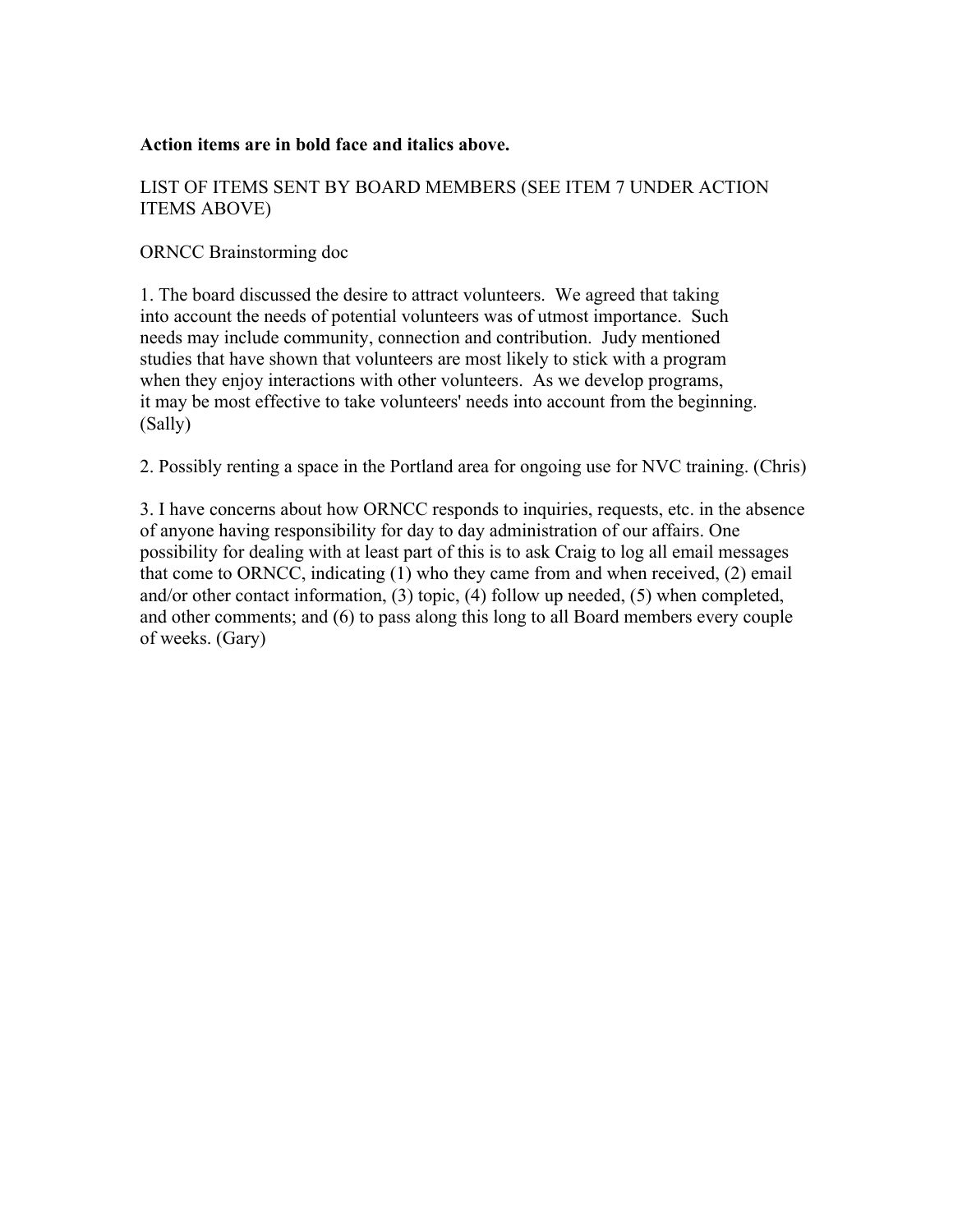**Action items are in bold face and italics above.**

LIST OF ITEMS SENT BY BOARD MEMBERS (SEE ITEM 7 UNDER ACTION ITEMS ABOVE)

ORNCC Brainstorming doc

1. The board discussed the desire to attract volunteers. We agreed that taking into account the needs of potential volunteers was of utmost importance. Such needs may include community, connection and contribution. Judy mentioned studies that have shown that volunteers are most likely to stick with a program when they enjoy interactions with other volunteers. As we develop programs, it may be most effective to take volunteers' needs into account from the beginning. (Sally)

2. Possibly renting a space in the Portland area for ongoing use for NVC training. (Chris)

3. I have concerns about how ORNCC responds to inquiries, requests, etc. in the absence of anyone having responsibility for day to day administration of our affairs. One possibility for dealing with at least part of this is to ask Craig to log all email messages that come to ORNCC, indicating (1) who they came from and when received, (2) email and/or other contact information, (3) topic, (4) follow up needed, (5) when completed, and other comments; and (6) to pass along this long to all Board members every couple of weeks. (Gary)